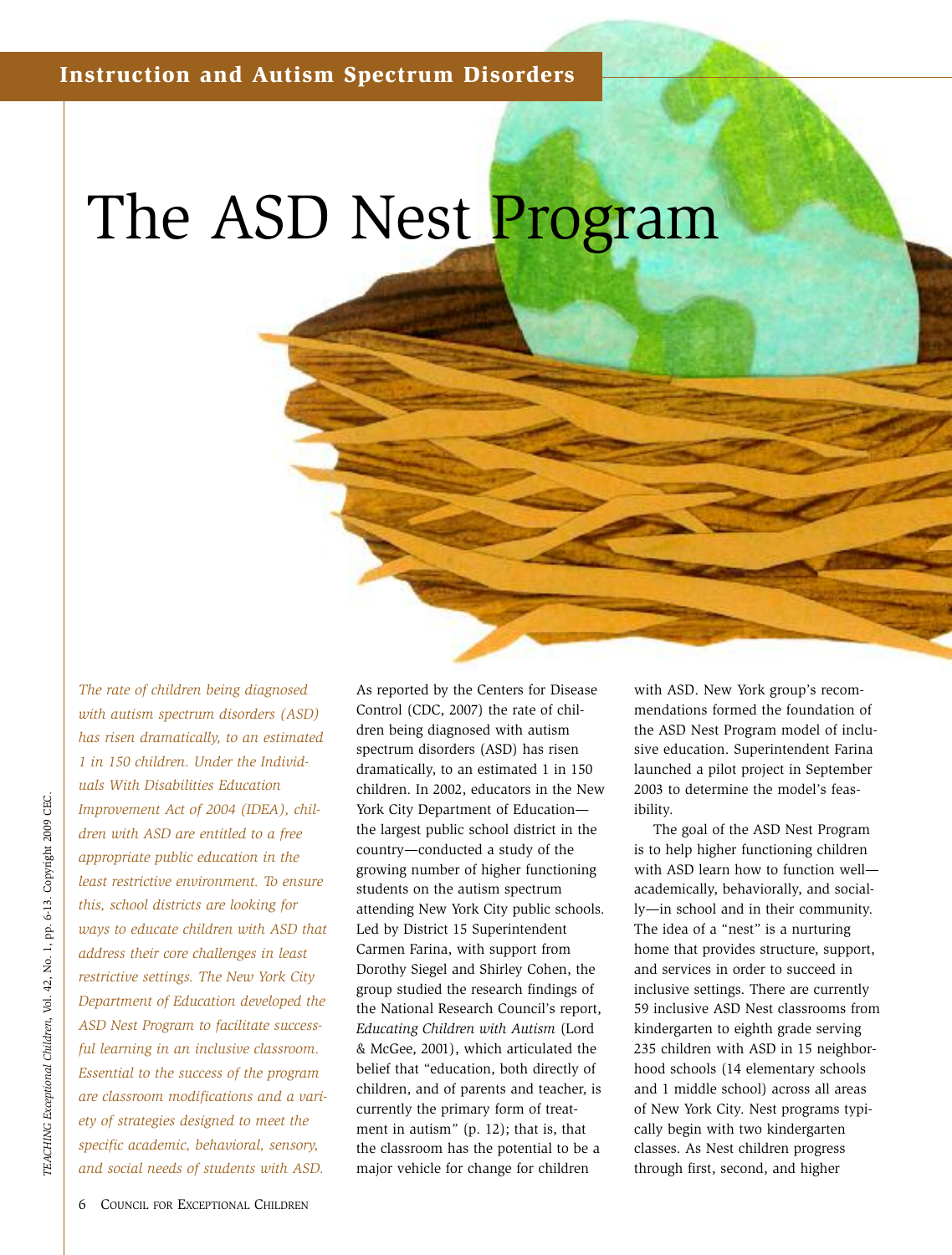# The ASD Nest Program

*The rate of children being diagnosed with autism spectrum disorders (ASD) has risen dramatically, to an estimated 1 in 150 children. Under the Individuals With Disabilities Education Improvement Act of 2004 (IDEA), children with ASD are entitled to a free appropriate public education in the least restrictive environment. To ensure this, school districts are looking for ways to educate children with ASD that address their core challenges in least restrictive settings. The New York City Department of Education developed the ASD Nest Program to facilitate successful learning in an inclusive classroom. Essential to the success of the program are classroom modifications and a variety of strategies designed to meet the specific academic, behavioral, sensory, and social needs of students with ASD.*

As reported by the Centers for Disease Control (CDC, 2007) the rate of children being diagnosed with autism spectrum disorders (ASD) has risen dramatically, to an estimated 1 in 150 children. In 2002, educators in the New York City Department of Education—the largest public school district in the country—conducted a study of the growing number of higher functioning students on the autism spectrum attending New York City public schools. Led by District 15 Superintendent Carmen Farina, with support from Dorothy Siegel and Shirley Cohen, the group studied the research findings of the National Research Council's report, *Educating Children with Autism* (Lord & McGee, 2001), which articulated the belief that "education, both directly of children, and of parents and teacher, is currently the primary form of treatment in autism" (p. 12); that is, that the classroom has the potential to be a major vehicle for change for children with ASD. New York group's recommendations formed the foundation of the ASD Nest Program model of inclusive education. Superintendent Farina launched a pilot project in September 2003 to determine the model's feasibility.

The goal of the ASD Nest Program is to help higher functioning children with ASD learn how to function well—academically, behaviorally, and socially—in school and in their community. The idea of a "nest" is a nurturing home that provides structure, support, and services in order to succeed in inclusive settings. There are currently 59 inclusive ASD Nest classrooms from kindergarten to eighth grade serving 235 children with ASD in 15 neighborhood schools (14 elementary schools and 1 middle school) across all areas of New York City. Nest programs typically begin with two kindergarten classes. As Nest children progress through first, second, and higher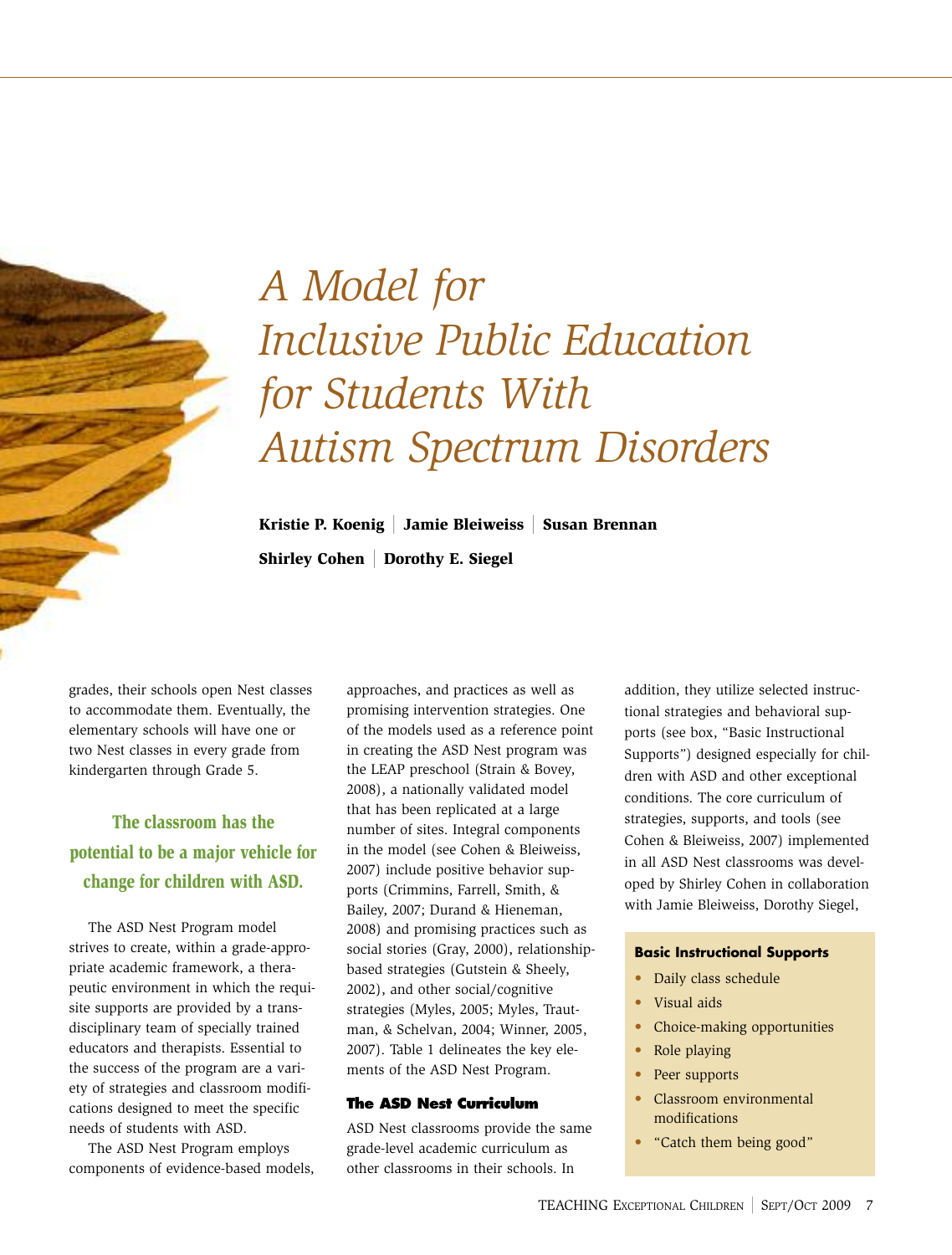# A Model for Inclusive Public Education for Students With Autism Spectrum Disorders

**Kristie P. Koenig | Jamie Bleiweiss | Susan Brennan**

**Shirley Cohen | Dorothy E. Siegel**

grades, their schools open Nest classes to accommodate them. Eventually, the elementary schools will have one or two Nest classes in every grade from kindergarten through Grade 5.

> **The classroom has the potential to be a major vehicle for change for children with ASD.**

The ASD Nest Program model strives to create, within a grade-appropriate academic framework, a therapeutic environment in which the requisite supports are provided by a transdisciplinary team of specially trained educators and therapists. Essential to the success of the program are a variety of strategies and classroom modifications designed to meet the specific needs of students with ASD.

The ASD Nest Program employs components of evidence-based models, approaches, and practices as well as promising intervention strategies. One of the models used as a reference point in creating the ASD Nest program was the LEAP preschool (Strain & Bovey, 2008), a nationally validated model that has been replicated at a large number of sites. Integral components in the model (see Cohen & Bleiweiss, 2007) include positive behavior supports (Crimmins, Farrell, Smith, & Bailey, 2007; Durand & Hieneman, 2008) and promising practices such as social stories (Gray, 2000), relationship-based strategies (Gutstein & Sheely, 2002), and other social/cognitive strategies (Myles, 2005; Myles, Trautman, & Schelvan, 2004; Winner, 2005, 2007). Table 1 delineates the key elements of the ASD Nest Program.

### The ASD Nest Curriculum

ASD Nest classrooms provide the same grade-level academic curriculum as other classrooms in their schools. In addition, they utilize selected instructional strategies and behavioral supports (see box, "Basic Instructional Supports") designed especially for children with ASD and other exceptional conditions. The core curriculum of strategies, supports, and tools (see Cohen & Bleiweiss, 2007) implemented in all ASD Nest classrooms was developed by Shirley Cohen in collaboration with Jamie Bleiweiss, Dorothy Siegel,

> **Basic Instructional Supports**
>
> - Daily class schedule
> - Visual aids
> - Choice-making opportunities
> - Role playing
> - Peer supports
> - Classroom environmental modifications
> - "Catch them being good"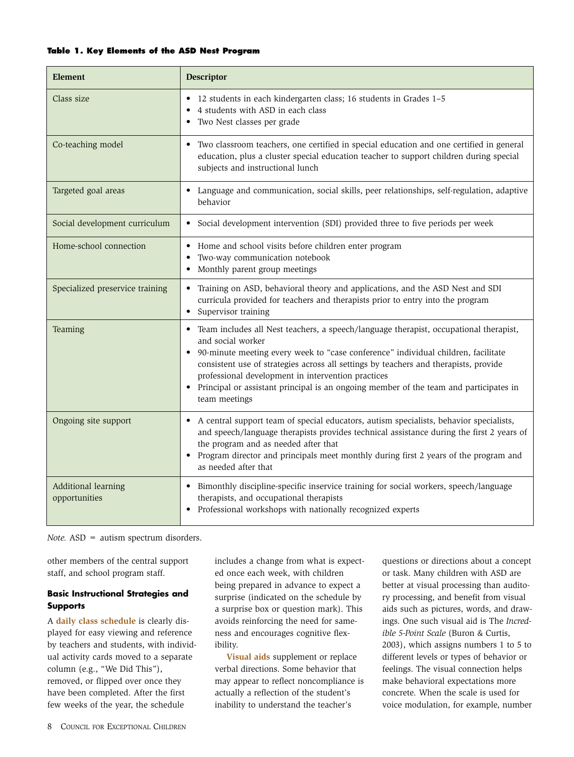**Table 1. Key Elements of the ASD Nest Program**

| Element | Descriptor |
| --- | --- |
| Class size | • 12 students in each kindergarten class; 16 students in Grades 1–5<br>• 4 students with ASD in each class<br>• Two Nest classes per grade |
| Co-teaching model | • Two classroom teachers, one certified in special education and one certified in general education, plus a cluster special education teacher to support children during special subjects and instructional lunch |
| Targeted goal areas | • Language and communication, social skills, peer relationships, self-regulation, adaptive behavior |
| Social development curriculum | • Social development intervention (SDI) provided three to five periods per week |
| Home-school connection | • Home and school visits before children enter program<br>• Two-way communication notebook<br>• Monthly parent group meetings |
| Specialized preservice training | • Training on ASD, behavioral theory and applications, and the ASD Nest and SDI curricula provided for teachers and therapists prior to entry into the program<br>• Supervisor training |
| Teaming | • Team includes all Nest teachers, a speech/language therapist, occupational therapist, and social worker<br>• 90-minute meeting every week to "case conference" individual children, facilitate consistent use of strategies across all settings by teachers and therapists, provide professional development in intervention practices<br>• Principal or assistant principal is an ongoing member of the team and participates in team meetings |
| Ongoing site support | • A central support team of special educators, autism specialists, behavior specialists, and speech/language therapists provides technical assistance during the first 2 years of the program and as needed after that<br>• Program director and principals meet monthly during first 2 years of the program and as needed after that |
| Additional learning opportunities | • Bimonthly discipline-specific inservice training for social workers, speech/language therapists, and occupational therapists<br>• Professional workshops with nationally recognized experts |

*Note.* ASD = autism spectrum disorders.

other members of the central support staff, and school program staff.

### Basic Instructional Strategies and Supports

A **daily class schedule** is clearly displayed for easy viewing and reference by teachers and students, with individual activity cards moved to a separate column (e.g., "We Did This"), removed, or flipped over once they have been completed. After the first few weeks of the year, the schedule includes a change from what is expected once each week, with children being prepared in advance to expect a surprise (indicated on the schedule by a surprise box or question mark). This avoids reinforcing the need for sameness and encourages cognitive flexibility.

**Visual aids** supplement or replace verbal directions. Some behavior that may appear to reflect noncompliance is actually a reflection of the student's inability to understand the teacher's questions or directions about a concept or task. Many children with ASD are better at visual processing than auditory processing, and benefit from visual aids such as pictures, words, and drawings. One such visual aid is The *Incredible 5-Point Scale* (Buron & Curtis, 2003), which assigns numbers 1 to 5 to different levels or types of behavior or feelings. The visual connection helps make behavioral expectations more concrete. When the scale is used for voice modulation, for example, number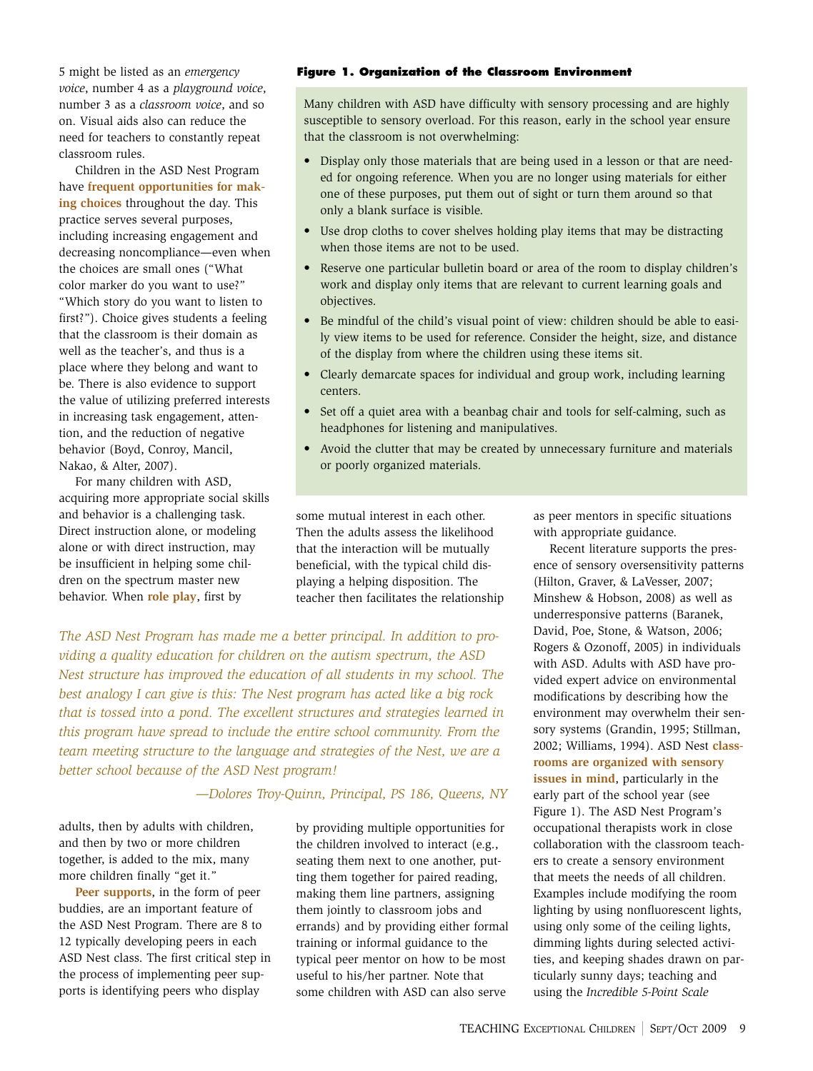5 might be listed as an *emergency voice*, number 4 as a *playground voice*, number 3 as a *classroom voice*, and so on. Visual aids also can reduce the need for teachers to constantly repeat classroom rules.

Children in the ASD Nest Program have **frequent opportunities for making choices** throughout the day. This practice serves several purposes, including increasing engagement and decreasing noncompliance—even when the choices are small ones ("What color marker do you want to use?" "Which story do you want to listen to first?"). Choice gives students a feeling that the classroom is their domain as well as the teacher's, and thus is a place where they belong and want to be. There is also evidence to support the value of utilizing preferred interests in increasing task engagement, attention, and the reduction of negative behavior (Boyd, Conroy, Mancil, Nakao, & Alter, 2007).

For many children with ASD, acquiring more appropriate social skills and behavior is a challenging task. Direct instruction alone, or modeling alone or with direct instruction, may be insufficient in helping some children on the spectrum master new behavior. When **role play**, first by adults, then by adults with children, and then by two or more children together, is added to the mix, many more children finally "get it."

**Peer supports**, in the form of peer buddies, are an important feature of the ASD Nest Program. There are 8 to 12 typically developing peers in each ASD Nest class. The first critical step in the process of implementing peer supports is identifying peers who display some mutual interest in each other. Then the adults assess the likelihood that the interaction will be mutually beneficial, with the typical child displaying a helping disposition. The teacher then facilitates the relationship by providing multiple opportunities for the children involved to interact (e.g., seating them next to one another, putting them together for paired reading, making them line partners, assigning them jointly to classroom jobs and errands) and by providing either formal training or informal guidance to the typical peer mentor on how to be most useful to his/her partner. Note that some children with ASD can also serve as peer mentors in specific situations with appropriate guidance.

**Figure 1. Organization of the Classroom Environment**

Many children with ASD have difficulty with sensory processing and are highly susceptible to sensory overload. For this reason, early in the school year ensure that the classroom is not overwhelming:

- Display only those materials that are being used in a lesson or that are needed for ongoing reference. When you are no longer using materials for either one of these purposes, put them out of sight or turn them around so that only a blank surface is visible.
- Use drop cloths to cover shelves holding play items that may be distracting when those items are not to be used.
- Reserve one particular bulletin board or area of the room to display children's work and display only items that are relevant to current learning goals and objectives.
- Be mindful of the child's visual point of view: children should be able to easily view items to be used for reference. Consider the height, size, and distance of the display from where the children using these items sit.
- Clearly demarcate spaces for individual and group work, including learning centers.
- Set off a quiet area with a beanbag chair and tools for self-calming, such as headphones for listening and manipulatives.
- Avoid the clutter that may be created by unnecessary furniture and materials or poorly organized materials.

*The ASD Nest Program has made me a better principal. In addition to providing a quality education for children on the autism spectrum, the ASD Nest structure has improved the education of all students in my school. The best analogy I can give is this: The Nest program has acted like a big rock that is tossed into a pond. The excellent structures and strategies learned in this program have spread to include the entire school community. From the team meeting structure to the language and strategies of the Nest, we are a better school because of the ASD Nest program!*

*—Dolores Troy-Quinn, Principal, PS 186, Queens, NY*

Recent literature supports the presence of sensory oversensitivity patterns (Hilton, Graver, & LaVesser, 2007; Minshew & Hobson, 2008) as well as underresponsive patterns (Baranek, David, Poe, Stone, & Watson, 2006; Rogers & Ozonoff, 2005) in individuals with ASD. Adults with ASD have provided expert advice on environmental modifications by describing how the environment may overwhelm their sensory systems (Grandin, 1995; Stillman, 2002; Williams, 1994). ASD Nest **classrooms are organized with sensory issues in mind**, particularly in the early part of the school year (see Figure 1). The ASD Nest Program's occupational therapists work in close collaboration with the classroom teachers to create a sensory environment that meets the needs of all children. Examples include modifying the room lighting by using nonfluorescent lights, using only some of the ceiling lights, dimming lights during selected activities, and keeping shades drawn on particularly sunny days; teaching and using the *Incredible 5-Point Scale*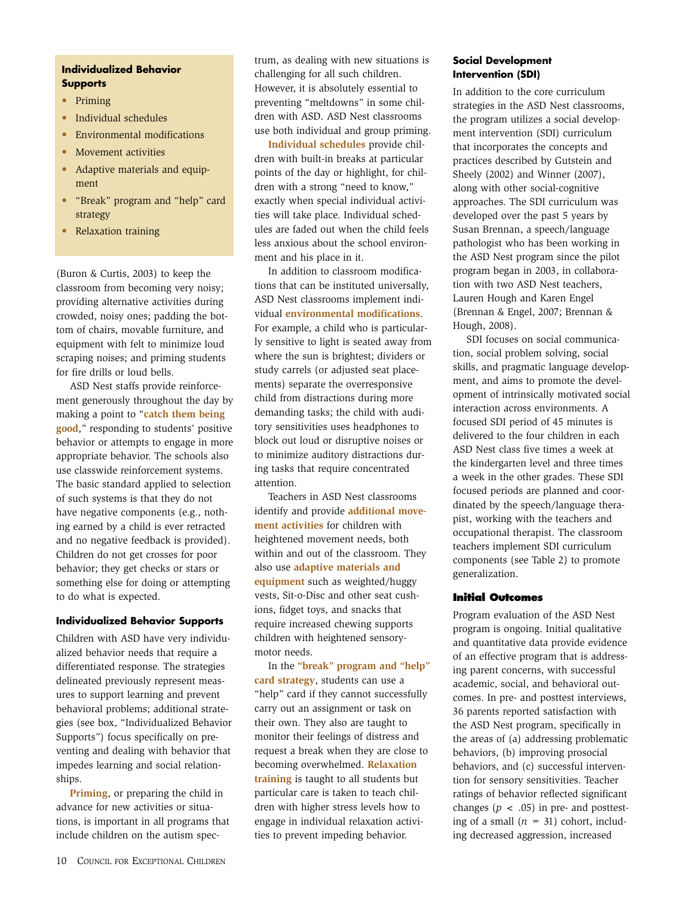### Individualized Behavior Supports

- Priming
- Individual schedules
- Environmental modifications
- Movement activities
- Adaptive materials and equipment
- "Break" program and "help" card strategy
- Relaxation training

(Buron & Curtis, 2003) to keep the classroom from becoming very noisy; providing alternative activities during crowded, noisy ones; padding the bottom of chairs, movable furniture, and equipment with felt to minimize loud scraping noises; and priming students for fire drills or loud bells.

ASD Nest staffs provide reinforcement generously throughout the day by making a point to "**catch them being good**," responding to students' positive behavior or attempts to engage in more appropriate behavior. The schools also use classwide reinforcement systems. The basic standard applied to selection of such systems is that they do not have negative components (e.g., nothing earned by a child is ever retracted and no negative feedback is provided). Children do not get crosses for poor behavior; they get checks or stars or something else for doing or attempting to do what is expected.

### Individualized Behavior Supports

Children with ASD have very individualized behavior needs that require a differentiated response. The strategies delineated previously represent measures to support learning and prevent behavioral problems; additional strategies (see box, "Individualized Behavior Supports") focus specifically on preventing and dealing with behavior that impedes learning and social relationships.

**Priming**, or preparing the child in advance for new activities or situations, is important in all programs that include children on the autism spectrum, as dealing with new situations is challenging for all such children. However, it is absolutely essential to preventing "meltdowns" in some children with ASD. ASD Nest classrooms use both individual and group priming.

**Individual schedules** provide children with built-in breaks at particular points of the day or highlight, for children with a strong "need to know," exactly when special individual activities will take place. Individual schedules are faded out when the child feels less anxious about the school environment and his place in it.

In addition to classroom modifications that can be instituted universally, ASD Nest classrooms implement individual **environmental modifications**. For example, a child who is particularly sensitive to light is seated away from where the sun is brightest; dividers or study carrels (or adjusted seat placements) separate the overresponsive child from distractions during more demanding tasks; the child with auditory sensitivities uses headphones to block out loud or disruptive noises or to minimize auditory distractions during tasks that require concentrated attention.

Teachers in ASD Nest classrooms identify and provide **additional movement activities** for children with heightened movement needs, both within and out of the classroom. They also use **adaptive materials and equipment** such as weighted/huggy vests, Sit-o-Disc and other seat cushions, fidget toys, and snacks that require increased chewing supports children with heightened sensory-motor needs.

In the **"break" program and "help" card strategy**, students can use a "help" card if they cannot successfully carry out an assignment or task on their own. They also are taught to monitor their feelings of distress and request a break when they are close to becoming overwhelmed. **Relaxation training** is taught to all students but particular care is taken to teach children with higher stress levels how to engage in individual relaxation activities to prevent impeding behavior.

### Social Development Intervention (SDI)

In addition to the core curriculum strategies in the ASD Nest classrooms, the program utilizes a social development intervention (SDI) curriculum that incorporates the concepts and practices described by Gutstein and Sheely (2002) and Winner (2007), along with other social-cognitive approaches. The SDI curriculum was developed over the past 5 years by Susan Brennan, a speech/language pathologist who has been working in the ASD Nest program since the pilot program began in 2003, in collaboration with two ASD Nest teachers, Lauren Hough and Karen Engel (Brennan & Engel, 2007; Brennan & Hough, 2008).

SDI focuses on social communication, social problem solving, social skills, and pragmatic language development, and aims to promote the development of intrinsically motivated social interaction across environments. A focused SDI period of 45 minutes is delivered to the four children in each ASD Nest class five times a week at the kindergarten level and three times a week in the other grades. These SDI focused periods are planned and coordinated by the speech/language therapist, working with the teachers and occupational therapist. The classroom teachers implement SDI curriculum components (see Table 2) to promote generalization.

### Initial Outcomes

Program evaluation of the ASD Nest program is ongoing. Initial qualitative and quantitative data provide evidence of an effective program that is addressing parent concerns, with successful academic, social, and behavioral outcomes. In pre- and posttest interviews, 36 parents reported satisfaction with the ASD Nest program, specifically in the areas of (a) addressing problematic behaviors, (b) improving prosocial behaviors, and (c) successful intervention for sensory sensitivities. Teacher ratings of behavior reflected significant changes ($p < .05$) in pre- and posttesting of a small ($n = 31$) cohort, including decreased aggression, increased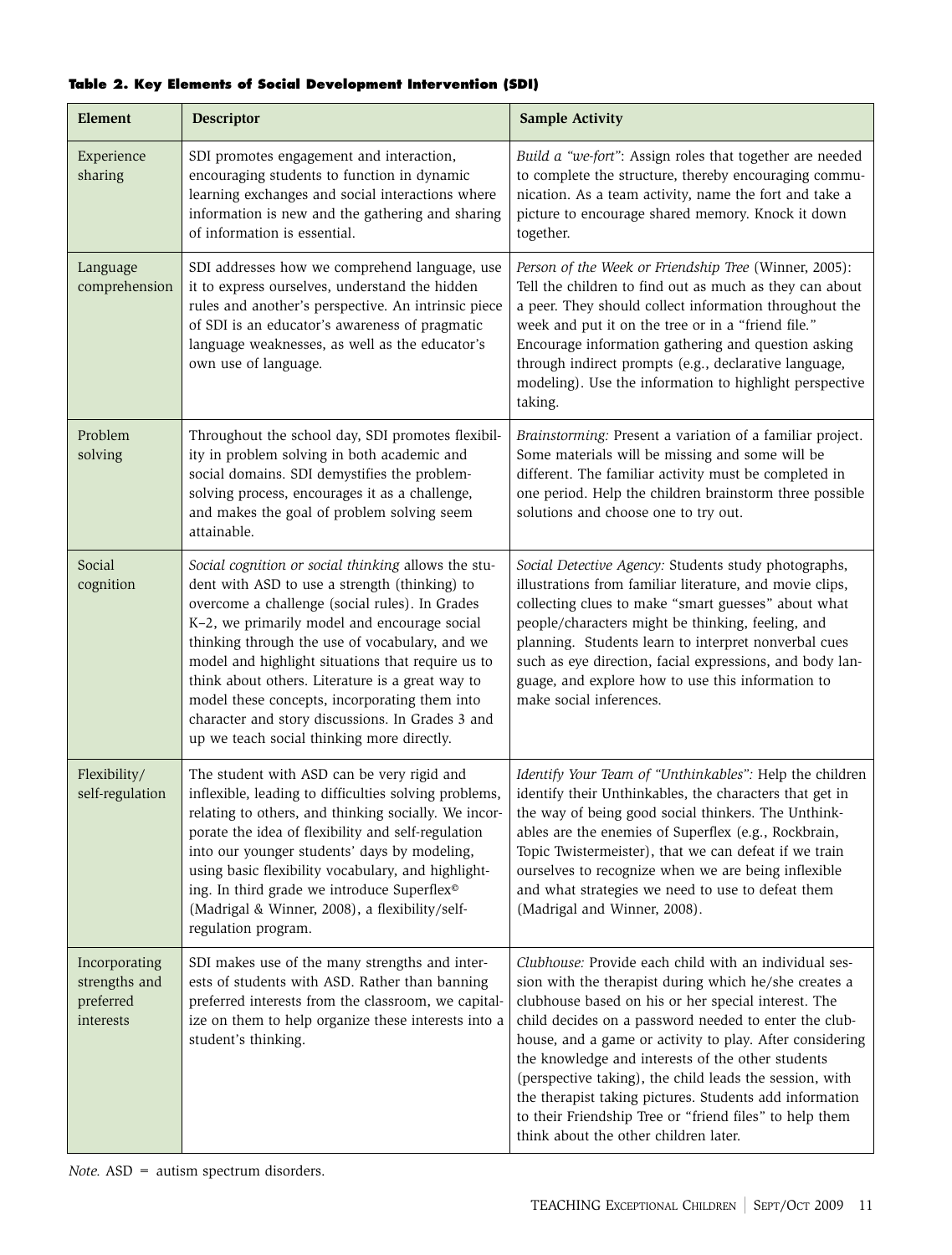**Table 2. Key Elements of Social Development Intervention (SDI)**

| Element | Descriptor | Sample Activity |
| --- | --- | --- |
| Experience sharing | SDI promotes engagement and interaction, encouraging students to function in dynamic learning exchanges and social interactions where information is new and the gathering and sharing of information is essential. | *Build a "we-fort"*: Assign roles that together are needed to complete the structure, thereby encouraging communication. As a team activity, name the fort and take a picture to encourage shared memory. Knock it down together. |
| Language comprehension | SDI addresses how we comprehend language, use it to express ourselves, understand the hidden rules and another's perspective. An intrinsic piece of SDI is an educator's awareness of pragmatic language weaknesses, as well as the educator's own use of language. | *Person of the Week or Friendship Tree* (Winner, 2005): Tell the children to find out as much as they can about a peer. They should collect information throughout the week and put it on the tree or in a "friend file." Encourage information gathering and question asking through indirect prompts (e.g., declarative language, modeling). Use the information to highlight perspective taking. |
| Problem solving | Throughout the school day, SDI promotes flexibility in problem solving in both academic and social domains. SDI demystifies the problem-solving process, encourages it as a challenge, and makes the goal of problem solving seem attainable. | *Brainstorming:* Present a variation of a familiar project. Some materials will be missing and some will be different. The familiar activity must be completed in one period. Help the children brainstorm three possible solutions and choose one to try out. |
| Social cognition | *Social cognition or social thinking* allows the student with ASD to use a strength (thinking) to overcome a challenge (social rules). In Grades K–2, we primarily model and encourage social thinking through the use of vocabulary, and we model and highlight situations that require us to think about others. Literature is a great way to model these concepts, incorporating them into character and story discussions. In Grades 3 and up we teach social thinking more directly. | *Social Detective Agency:* Students study photographs, illustrations from familiar literature, and movie clips, collecting clues to make "smart guesses" about what people/characters might be thinking, feeling, and planning. Students learn to interpret nonverbal cues such as eye direction, facial expressions, and body language, and explore how to use this information to make social inferences. |
| Flexibility/ self-regulation | The student with ASD can be very rigid and inflexible, leading to difficulties solving problems, relating to others, and thinking socially. We incorporate the idea of flexibility and self-regulation into our younger students' days by modeling, using basic flexibility vocabulary, and highlighting. In third grade we introduce Superflex© (Madrigal & Winner, 2008), a flexibility/self-regulation program. | *Identify Your Team of "Unthinkables":* Help the children identify their Unthinkables, the characters that get in the way of being good social thinkers. The Unthinkables are the enemies of Superflex (e.g., Rockbrain, Topic Twistermeister), that we can defeat if we train ourselves to recognize when we are being inflexible and what strategies we need to use to defeat them (Madrigal and Winner, 2008). |
| Incorporating strengths and preferred interests | SDI makes use of the many strengths and interests of students with ASD. Rather than banning preferred interests from the classroom, we capitalize on them to help organize these interests into a student's thinking. | *Clubhouse:* Provide each child with an individual session with the therapist during which he/she creates a clubhouse based on his or her special interest. The child decides on a password needed to enter the clubhouse, and a game or activity to play. After considering the knowledge and interests of the other students (perspective taking), the child leads the session, with the therapist taking pictures. Students add information to their Friendship Tree or "friend files" to help them think about the other children later. |

*Note.* ASD = autism spectrum disorders.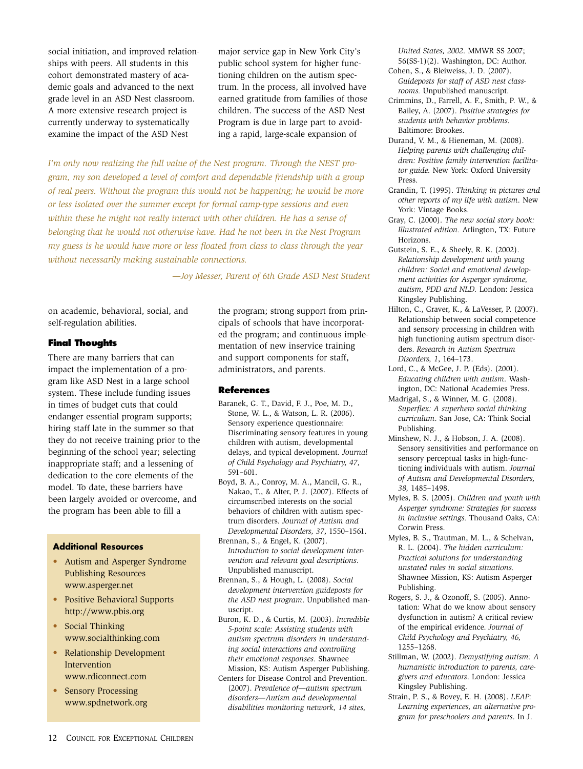social initiation, and improved relationships with peers. All students in this cohort demonstrated mastery of academic goals and advanced to the next grade level in an ASD Nest classroom. A more extensive research project is currently underway to systematically examine the impact of the ASD Nest on academic, behavioral, social, and self-regulation abilities.

*I'm only now realizing the full value of the Nest program. Through the NEST program, my son developed a level of comfort and dependable friendship with a group of real peers. Without the program this would not be happening; he would be more or less isolated over the summer except for formal camp-type sessions and even within these he might not really interact with other children. He has a sense of belonging that he would not otherwise have. Had he not been in the Nest Program my guess is he would have more or less floated from class to class through the year without necessarily making sustainable connections.*

*—Joy Messer, Parent of 6th Grade ASD Nest Student*

### Final Thoughts

There are many barriers that can impact the implementation of a program like ASD Nest in a large school system. These include funding issues in times of budget cuts that could endanger essential program supports; hiring staff late in the summer so that they do not receive training prior to the beginning of the school year; selecting inappropriate staff; and a lessening of dedication to the core elements of the model. To date, these barriers have been largely avoided or overcome, and the program has been able to fill a major service gap in New York City's public school system for higher functioning children on the autism spectrum. In the process, all involved have earned gratitude from families of those children. The success of the ASD Nest Program is due in large part to avoiding a rapid, large-scale expansion of the program; strong support from principals of schools that have incorporated the program; and continuous implementation of new inservice training and support components for staff, administrators, and parents.

#### Additional Resources

- Autism and Asperger Syndrome Publishing Resources www.asperger.net
- Positive Behavioral Supports http://www.pbis.org
- Social Thinking www.socialthinking.com
- Relationship Development Intervention www.rdiconnect.com
- Sensory Processing www.spdnetwork.org

### References

Baranek, G. T., David, F. J., Poe, M. D., Stone, W. L., & Watson, L. R. (2006). Sensory experience questionnaire: Discriminating sensory features in young children with autism, developmental delays, and typical development. *Journal of Child Psychology and Psychiatry, 47*, 591–601.

Boyd, B. A., Conroy, M. A., Mancil, G. R., Nakao, T., & Alter, P. J. (2007). Effects of circumscribed interests on the social behaviors of children with autism spectrum disorders. *Journal of Autism and Developmental Disorders, 37*, 1550–1561.

Brennan, S., & Engel, K. (2007). *Introduction to social development intervention and relevant goal descriptions*. Unpublished manuscript.

Brennan, S., & Hough, L. (2008). *Social development intervention guideposts for the ASD nest program*. Unpublished manuscript.

Buron, K. D., & Curtis, M. (2003). *Incredible 5-point scale: Assisting students with autism spectrum disorders in understanding social interactions and controlling their emotional responses*. Shawnee Mission, KS: Autism Asperger Publishing.

Centers for Disease Control and Prevention. (2007). *Prevalence of—autism spectrum disorders—Autism and developmental disabilities monitoring network, 14 sites, United States, 2002*. MMWR SS 2007; 56(SS-1)(2). Washington, DC: Author.

Cohen, S., & Bleiweiss, J. D. (2007). *Guideposts for staff of ASD nest classrooms.* Unpublished manuscript.

Crimmins, D., Farrell, A. F., Smith, P. W., & Bailey, A. (2007). *Positive strategies for students with behavior problems.* Baltimore: Brookes.

Durand, V. M., & Hieneman, M. (2008). *Helping parents with challenging children: Positive family intervention facilitator guide.* New York: Oxford University Press.

Grandin, T. (1995). *Thinking in pictures and other reports of my life with autism*. New York: Vintage Books.

Gray, C. (2000). *The new social story book: Illustrated edition.* Arlington, TX: Future Horizons.

Gutstein, S. E., & Sheely, R. K. (2002). *Relationship development with young children: Social and emotional development activities for Asperger syndrome, autism, PDD and NLD.* London: Jessica Kingsley Publishing.

Hilton, C., Graver, K., & LaVesser, P. (2007). Relationship between social competence and sensory processing in children with high functioning autism spectrum disorders. *Research in Autism Spectrum Disorders, 1*, 164–173.

Lord, C., & McGee, J. P. (Eds). (2001). *Educating children with autism*. Washington, DC: National Academies Press.

Madrigal, S., & Winner, M. G. (2008). *Superflex: A superhero social thinking curriculum*. San Jose, CA: Think Social Publishing.

Minshew, N. J., & Hobson, J. A. (2008). Sensory sensitivities and performance on sensory perceptual tasks in high-functioning individuals with autism. *Journal of Autism and Developmental Disorders, 38,* 1485–1498.

Myles, B. S. (2005). *Children and youth with Asperger syndrome: Strategies for success in inclusive settings.* Thousand Oaks, CA: Corwin Press.

Myles, B. S., Trautman, M. L., & Schelvan, R. L. (2004). *The hidden curriculum: Practical solutions for understanding unstated rules in social situations.* Shawnee Mission, KS: Autism Asperger Publishing.

Rogers, S. J., & Ozonoff, S. (2005). Annotation: What do we know about sensory dysfunction in autism? A critical review of the empirical evidence. *Journal of Child Psychology and Psychiatry, 46,* 1255–1268.

Stillman, W. (2002). *Demystifying autism: A humanistic introduction to parents, caregivers and educators*. London: Jessica Kingsley Publishing.

Strain, P. S., & Bovey, E. H. (2008). *LEAP: Learning experiences, an alternative program for preschoolers and parents*. In J.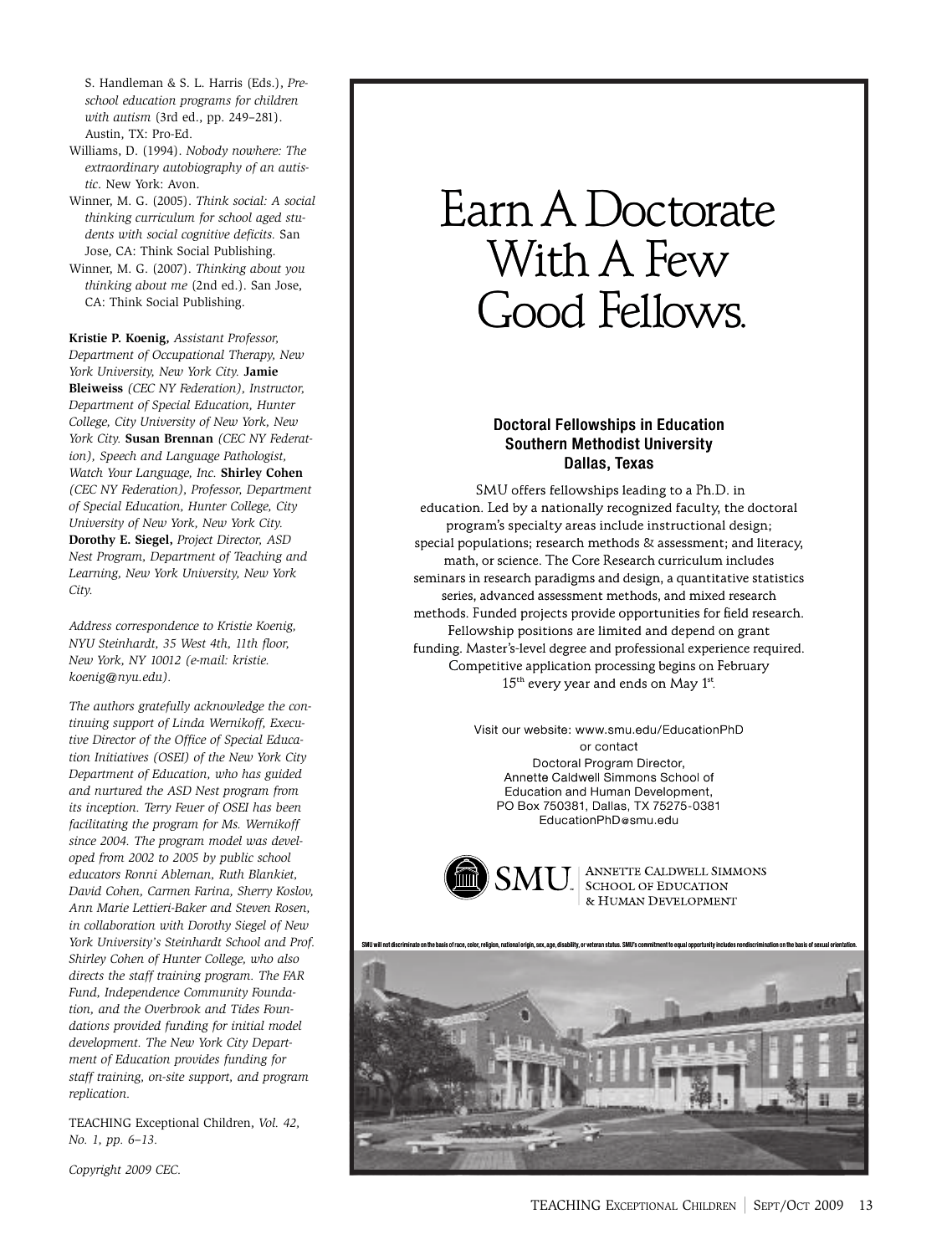S. Handleman & S. L. Harris (Eds.), *Preschool education programs for children with autism* (3rd ed., pp. 249–281). Austin, TX: Pro-Ed.

Williams, D. (1994). *Nobody nowhere: The extraordinary autobiography of an autistic*. New York: Avon.

Winner, M. G. (2005). *Think social: A social thinking curriculum for school aged students with social cognitive deficits.* San Jose, CA: Think Social Publishing.

Winner, M. G. (2007). *Thinking about you thinking about me* (2nd ed.). San Jose, CA: Think Social Publishing.

**Kristie P. Koenig,** *Assistant Professor, Department of Occupational Therapy, New York University, New York City.* **Jamie Bleiweiss** *(CEC NY Federation), Instructor, Department of Special Education, Hunter College, City University of New York, New York City.* **Susan Brennan** *(CEC NY Federation), Speech and Language Pathologist, Watch Your Language, Inc.* **Shirley Cohen** *(CEC NY Federation), Professor, Department of Special Education, Hunter College, City University of New York, New York City.* **Dorothy E. Siegel,** *Project Director, ASD Nest Program, Department of Teaching and Learning, New York University, New York City.*

*Address correspondence to Kristie Koenig, NYU Steinhardt, 35 West 4th, 11th floor, New York, NY 10012 (e-mail: kristie.koenig@nyu.edu).*

*The authors gratefully acknowledge the continuing support of Linda Wernikoff, Executive Director of the Office of Special Education Initiatives (OSEI) of the New York City Department of Education, who has guided and nurtured the ASD Nest program from its inception. Terry Feuer of OSEI has been facilitating the program for Ms. Wernikoff since 2004. The program model was developed from 2002 to 2005 by public school educators Ronni Ableman, Ruth Blankiet, David Cohen, Carmen Farina, Sherry Koslov, Ann Marie Lettieri-Baker and Steven Rosen, in collaboration with Dorothy Siegel of New York University's Steinhardt School and Prof. Shirley Cohen of Hunter College, who also directs the staff training program. The FAR Fund, Independence Community Foundation, and the Overbrook and Tides Foundations provided funding for initial model development. The New York City Department of Education provides funding for staff training, on-site support, and program replication.*

TEACHING Exceptional Children, *Vol. 42, No. 1, pp. 6–13.*

*Copyright 2009 CEC.*

# Earn A Doctorate With A Few Good Fellows.

**Doctoral Fellowships in Education**
**Southern Methodist University**
**Dallas, Texas**

SMU offers fellowships leading to a Ph.D. in education. Led by a nationally recognized faculty, the doctoral program's specialty areas include instructional design; special populations; research methods & assessment; and literacy, math, or science. The Core Research curriculum includes seminars in research paradigms and design, a quantitative statistics series, advanced assessment methods, and mixed research methods. Funded projects provide opportunities for field research. Fellowship positions are limited and depend on grant funding. Master's-level degree and professional experience required. Competitive application processing begins on February 15th every year and ends on May 1st.

Visit our website: www.smu.edu/EducationPhD
or contact
Doctoral Program Director,
Annette Caldwell Simmons School of
Education and Human Development,
PO Box 750381, Dallas, TX 75275-0381
EducationPhD@smu.edu

SMU | Annette Caldwell Simmons School of Education & Human Development

SMU will not discriminate on the basis of race, color, religion, national origin, sex, age, disability, or veteran status. SMU's commitment to equal opportunity includes nondiscrimination on the basis of sexual orientation.